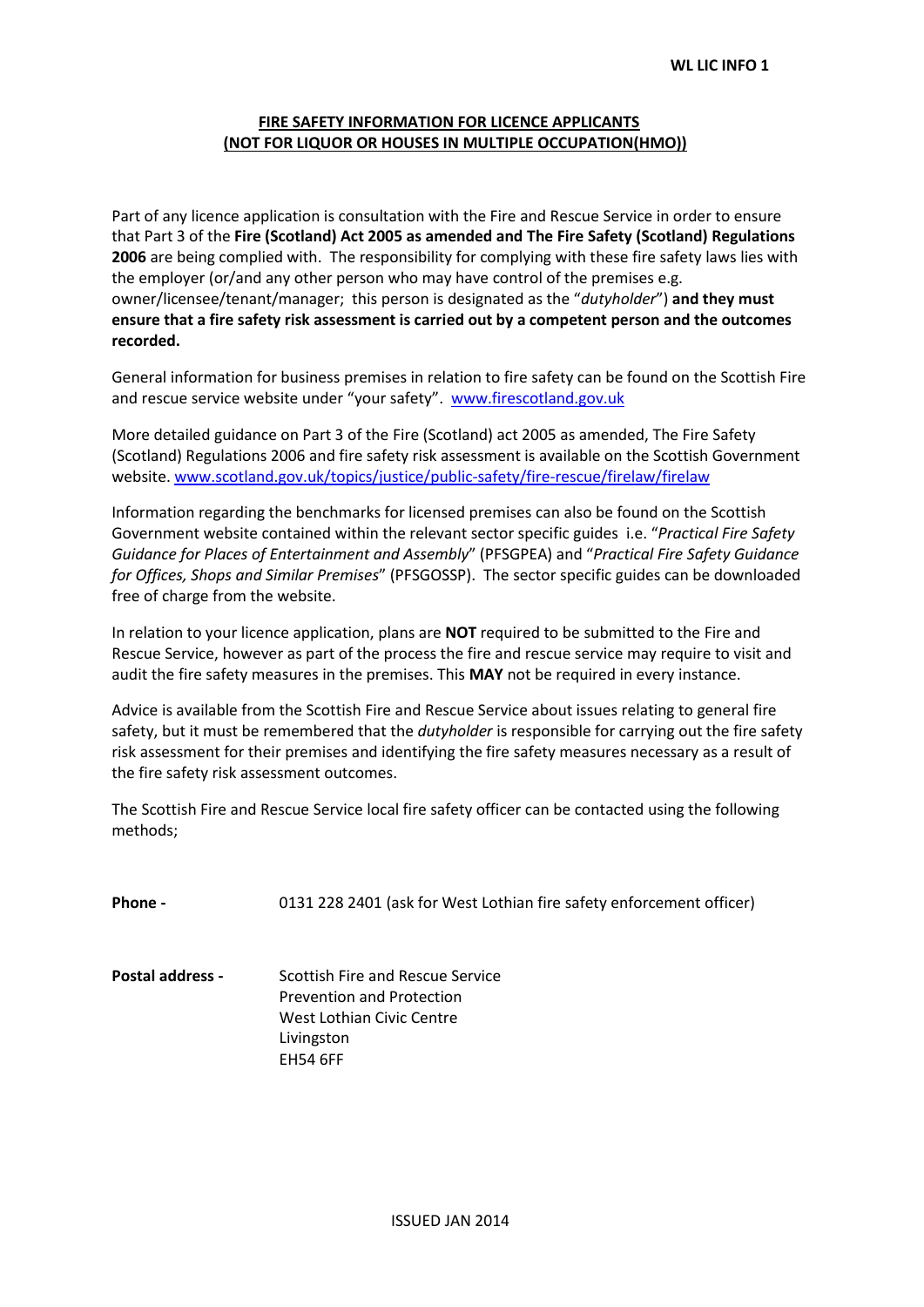WL LIC INFO 1

## FIRE SAFETY INFORMATION FOR LICENCE APPLICANTS (NOT FOR LIQUOR OR HOUSES IN MULTIPLE OCCUPATION(HMO))

Part of any licence application is consultation with the Fire and Rescue Service in order to ensure that Part 3 of the **Fire (Scotland) Act 2005 as amended and The Fire Safety (Scotland) Regulations 2006** are being complied with. The responsibility for complying with these fire safety laws lies with the employer (or/and any other person who may have control of the premises e.g. owner/licensee/tenant/manager; this person is designated as the "*dutyholder*") **and they must ensure that a fire safety risk assessment is carried out by a competent person and the outcomes recorded.**

General information for business premises in relation to fire safety can be found on the Scottish Fire and rescue service website under "your safety". www.firescotland.gov.uk

More detailed guidance on Part 3 of the Fire (Scotland) act 2005 as amended, The Fire Safety (Scotland) Regulations 2006 and fire safety risk assessment is available on the Scottish Government website. www.scotland.gov.uk/topics/justice/public-safety/fire-rescue/firelaw/firelaw

Information regarding the benchmarks for licensed premises can also be found on the Scottish Government website contained within the relevant sector specific guides i.e. "*Practical Fire Safety Guidance for Places of Entertainment and Assembly*" (PFSGPEA) and "*Practical Fire Safety Guidance for Offices, Shops and Similar Premises*" (PFSGOSSP). The sector specific guides can be downloaded free of charge from the website.

In relation to your licence application, plans are **NOT** required to be submitted to the Fire and Rescue Service, however as part of the process the fire and rescue service may require to visit and audit the fire safety measures in the premises. This **MAY** not be required in every instance.

Advice is available from the Scottish Fire and Rescue Service about issues relating to general fire safety, but it must be remembered that the *dutyholder* is responsible for carrying out the fire safety risk assessment for their premises and identifying the fire safety measures necessary as a result of the fire safety risk assessment outcomes.

The Scottish Fire and Rescue Service local fire safety officer can be contacted using the following methods;

**Phone -** 0131 228 2401 (ask for West Lothian fire safety enforcement officer)

**Postal address -** Scottish Fire and Rescue Service
Prevention and Protection
West Lothian Civic Centre
Livingston
EH54 6FF

ISSUED JAN 2014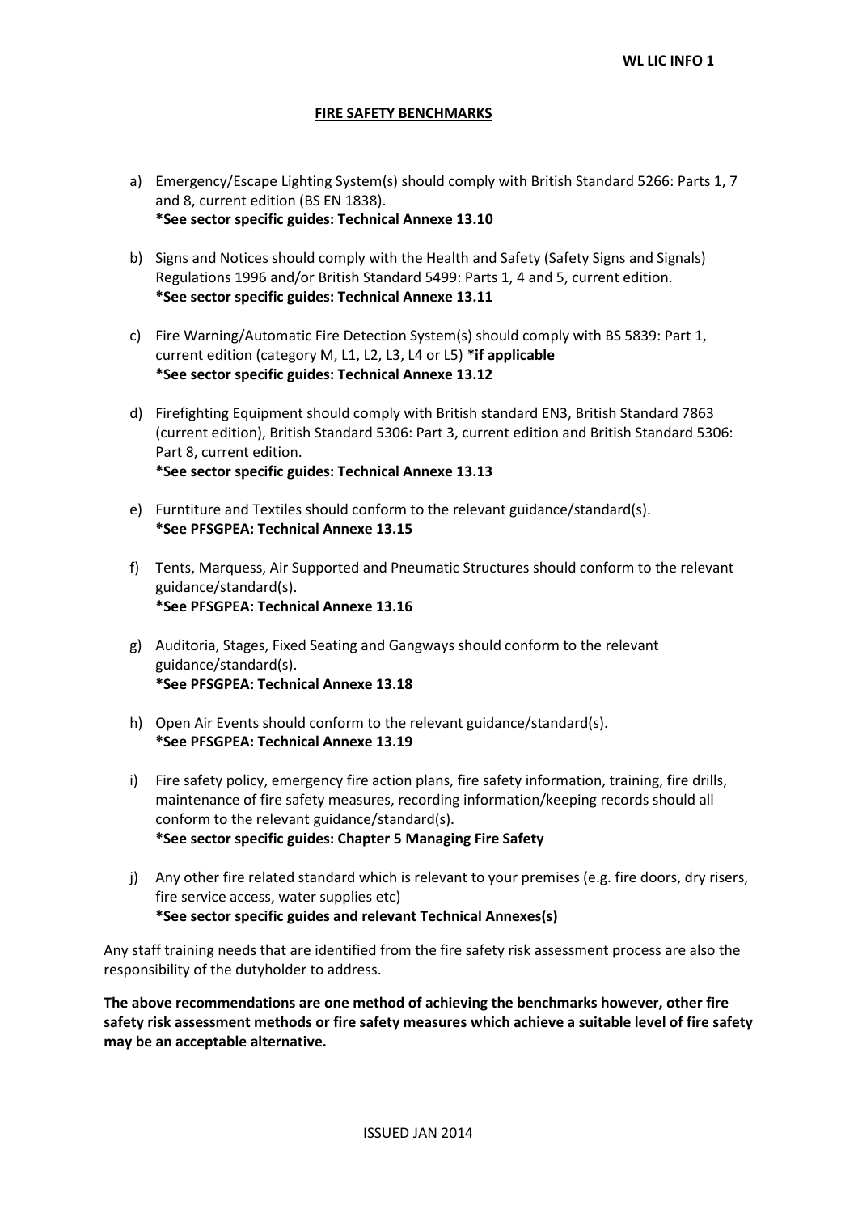WL LIC INFO 1

## FIRE SAFETY BENCHMARKS

a) Emergency/Escape Lighting System(s) should comply with British Standard 5266: Parts 1, 7 and 8, current edition (BS EN 1838).
**\*See sector specific guides: Technical Annexe 13.10**

b) Signs and Notices should comply with the Health and Safety (Safety Signs and Signals) Regulations 1996 and/or British Standard 5499: Parts 1, 4 and 5, current edition.
**\*See sector specific guides: Technical Annexe 13.11**

c) Fire Warning/Automatic Fire Detection System(s) should comply with BS 5839: Part 1, current edition (category M, L1, L2, L3, L4 or L5) **\*if applicable**
**\*See sector specific guides: Technical Annexe 13.12**

d) Firefighting Equipment should comply with British standard EN3, British Standard 7863 (current edition), British Standard 5306: Part 3, current edition and British Standard 5306: Part 8, current edition.
**\*See sector specific guides: Technical Annexe 13.13**

e) Furntiture and Textiles should conform to the relevant guidance/standard(s).
**\*See PFSGPEA: Technical Annexe 13.15**

f) Tents, Marquess, Air Supported and Pneumatic Structures should conform to the relevant guidance/standard(s).
**\*See PFSGPEA: Technical Annexe 13.16**

g) Auditoria, Stages, Fixed Seating and Gangways should conform to the relevant guidance/standard(s).
**\*See PFSGPEA: Technical Annexe 13.18**

h) Open Air Events should conform to the relevant guidance/standard(s).
**\*See PFSGPEA: Technical Annexe 13.19**

i) Fire safety policy, emergency fire action plans, fire safety information, training, fire drills, maintenance of fire safety measures, recording information/keeping records should all conform to the relevant guidance/standard(s).
**\*See sector specific guides: Chapter 5 Managing Fire Safety**

j) Any other fire related standard which is relevant to your premises (e.g. fire doors, dry risers, fire service access, water supplies etc)
**\*See sector specific guides and relevant Technical Annexes(s)**

Any staff training needs that are identified from the fire safety risk assessment process are also the responsibility of the dutyholder to address.

**The above recommendations are one method of achieving the benchmarks however, other fire safety risk assessment methods or fire safety measures which achieve a suitable level of fire safety may be an acceptable alternative.**

ISSUED JAN 2014